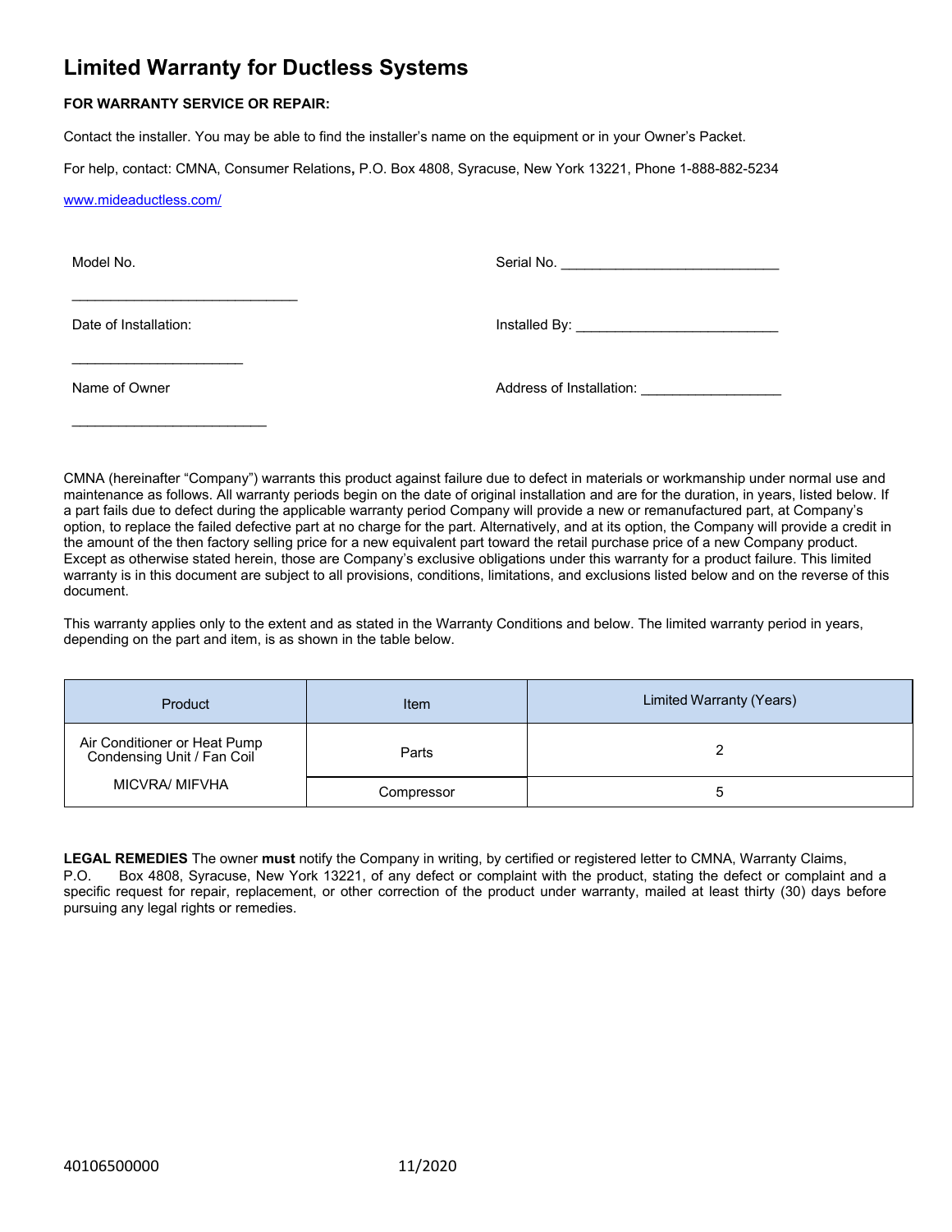# Limited Warranty for Ductless Systems

**FOR WARRANTY SERVICE OR REPAIR:**

Contact the installer. You may be able to find the installer's name on the equipment or in your Owner's Packet.

For help, contact: CMNA, Consumer Relations**,** P.O. Box 4808, Syracuse, New York 13221, Phone 1-888-882-5234

www.mideaductless.com/

Model No. ______________________________

Serial No. ____________________________

Date of Installation: ______________________

Installed By: __________________________

Name of Owner __________________________

Address of Installation: __________________

CMNA (hereinafter "Company") warrants this product against failure due to defect in materials or workmanship under normal use and maintenance as follows. All warranty periods begin on the date of original installation and are for the duration, in years, listed below. If a part fails due to defect during the applicable warranty period Company will provide a new or remanufactured part, at Company's option, to replace the failed defective part at no charge for the part. Alternatively, and at its option, the Company will provide a credit in the amount of the then factory selling price for a new equivalent part toward the retail purchase price of a new Company product. Except as otherwise stated herein, those are Company's exclusive obligations under this warranty for a product failure. This limited warranty is in this document are subject to all provisions, conditions, limitations, and exclusions listed below and on the reverse of this document.

This warranty applies only to the extent and as stated in the Warranty Conditions and below. The limited warranty period in years, depending on the part and item, is as shown in the table below.

| Product | Item | Limited Warranty (Years) |
|---|---|---|
| Air Conditioner or Heat Pump Condensing Unit / Fan Coil MICVRA/ MIFVHA | Parts | 2 |
| | Compressor | 5 |

**LEGAL REMEDIES** The owner **must** notify the Company in writing, by certified or registered letter to CMNA, Warranty Claims, P.O. Box 4808, Syracuse, New York 13221, of any defect or complaint with the product, stating the defect or complaint and a specific request for repair, replacement, or other correction of the product under warranty, mailed at least thirty (30) days before pursuing any legal rights or remedies.

40106500000 11/2020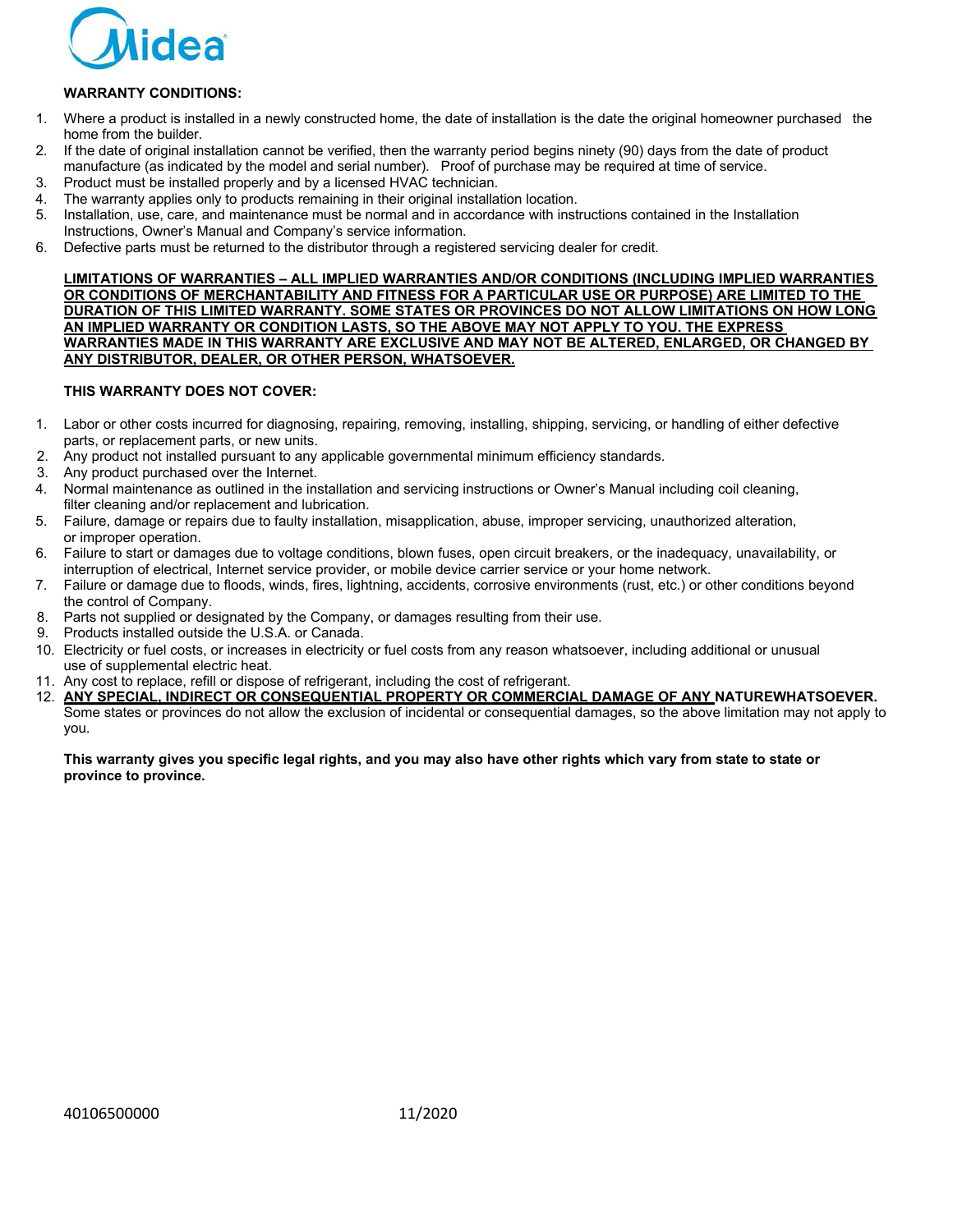**WARRANTY CONDITIONS:**

1. Where a product is installed in a newly constructed home, the date of installation is the date the original homeowner purchased the home from the builder.
2. If the date of original installation cannot be verified, then the warranty period begins ninety (90) days from the date of product manufacture (as indicated by the model and serial number). Proof of purchase may be required at time of service.
3. Product must be installed properly and by a licensed HVAC technician.
4. The warranty applies only to products remaining in their original installation location.
5. Installation, use, care, and maintenance must be normal and in accordance with instructions contained in the Installation Instructions, Owner's Manual and Company's service information.
6. Defective parts must be returned to the distributor through a registered servicing dealer for credit.

**LIMITATIONS OF WARRANTIES – ALL IMPLIED WARRANTIES AND/OR CONDITIONS (INCLUDING IMPLIED WARRANTIES OR CONDITIONS OF MERCHANTABILITY AND FITNESS FOR A PARTICULAR USE OR PURPOSE) ARE LIMITED TO THE DURATION OF THIS LIMITED WARRANTY. SOME STATES OR PROVINCES DO NOT ALLOW LIMITATIONS ON HOW LONG AN IMPLIED WARRANTY OR CONDITION LASTS, SO THE ABOVE MAY NOT APPLY TO YOU. THE EXPRESS WARRANTIES MADE IN THIS WARRANTY ARE EXCLUSIVE AND MAY NOT BE ALTERED, ENLARGED, OR CHANGED BY ANY DISTRIBUTOR, DEALER, OR OTHER PERSON, WHATSOEVER.**

**THIS WARRANTY DOES NOT COVER:**

1. Labor or other costs incurred for diagnosing, repairing, removing, installing, shipping, servicing, or handling of either defective parts, or replacement parts, or new units.
2. Any product not installed pursuant to any applicable governmental minimum efficiency standards.
3. Any product purchased over the Internet.
4. Normal maintenance as outlined in the installation and servicing instructions or Owner's Manual including coil cleaning, filter cleaning and/or replacement and lubrication.
5. Failure, damage or repairs due to faulty installation, misapplication, abuse, improper servicing, unauthorized alteration, or improper operation.
6. Failure to start or damages due to voltage conditions, blown fuses, open circuit breakers, or the inadequacy, unavailability, or interruption of electrical, Internet service provider, or mobile device carrier service or your home network.
7. Failure or damage due to floods, winds, fires, lightning, accidents, corrosive environments (rust, etc.) or other conditions beyond the control of Company.
8. Parts not supplied or designated by the Company, or damages resulting from their use.
9. Products installed outside the U.S.A. or Canada.
10. Electricity or fuel costs, or increases in electricity or fuel costs from any reason whatsoever, including additional or unusual use of supplemental electric heat.
11. Any cost to replace, refill or dispose of refrigerant, including the cost of refrigerant.
12. **ANY SPECIAL, INDIRECT OR CONSEQUENTIAL PROPERTY OR COMMERCIAL DAMAGE OF ANY NATUREWHATSOEVER.** Some states or provinces do not allow the exclusion of incidental or consequential damages, so the above limitation may not apply to you.

**This warranty gives you specific legal rights, and you may also have other rights which vary from state to state or province to province.**

40106500000 11/2020